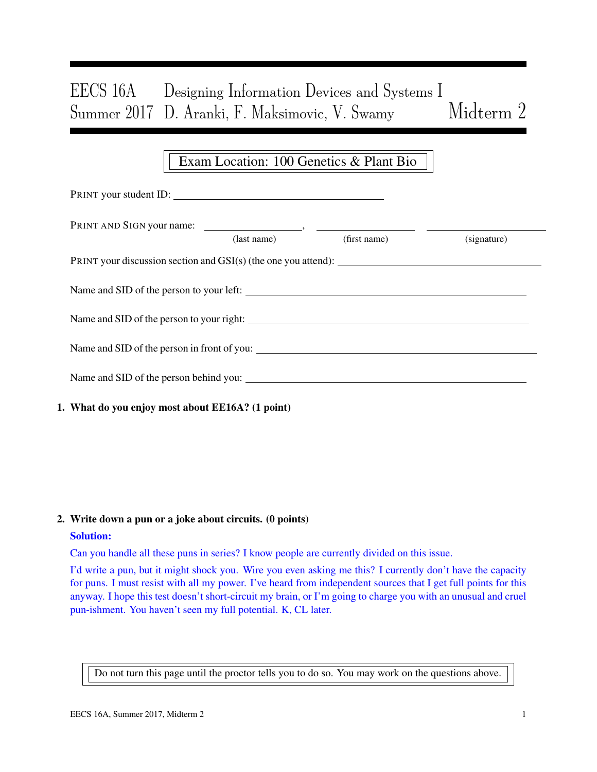# EECS 16A Designing Information Devices and Systems I

## Summer 2017 D. Aranki, F. Maksimovic, V. Swamy — Midterm 2

**Exam Location: 100 Genetics & Plant Bio**

PRINT your student ID: ________________________

PRINT AND SIGN your name: ________________, ________________ ________________
(last name) (first name) (signature)

PRINT your discussion section and GSI(s) (the one you attend): ________________________

Name and SID of the person to your left: ________________________

Name and SID of the person to your right: ________________________

Name and SID of the person in front of you: ________________________

Name and SID of the person behind you: ________________________

**1. What do you enjoy most about EE16A? (1 point)**

**2. Write down a pun or a joke about circuits. (0 points)**

**Solution:**

Can you handle all these puns in series? I know people are currently divided on this issue.

I'd write a pun, but it might shock you. Wire you even asking me this? I currently don't have the capacity for puns. I must resist with all my power. I've heard from independent sources that I get full points for this anyway. I hope this test doesn't short-circuit my brain, or I'm going to charge you with an unusual and cruel pun-ishment. You haven't seen my full potential. K, CL later.

Do not turn this page until the proctor tells you to do so. You may work on the questions above.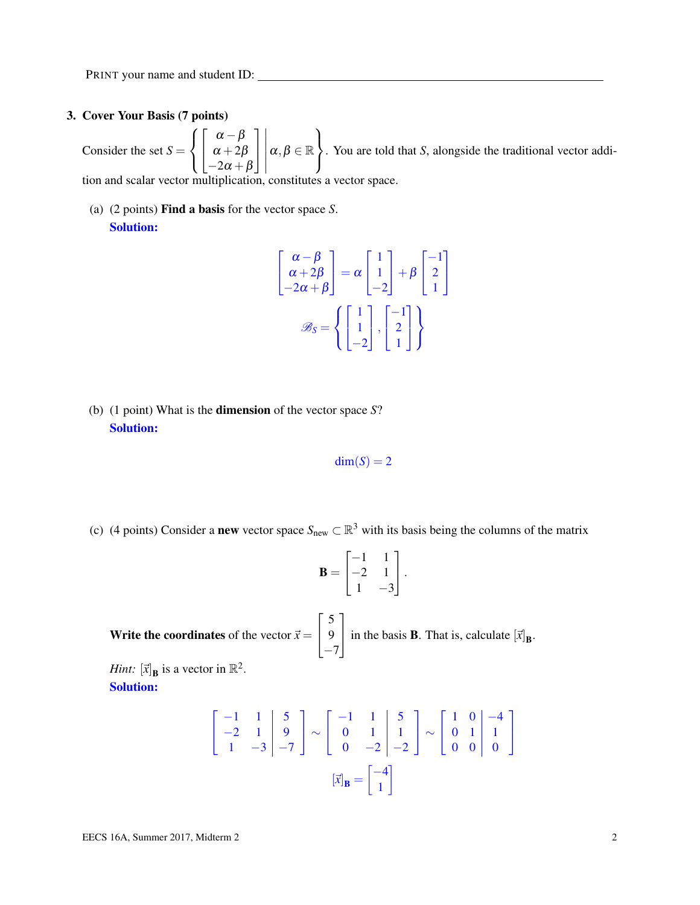PRINT your name and student ID: ____________________

## 3. Cover Your Basis (7 points)

Consider the set $S = \left\{ \begin{bmatrix} \alpha - \beta \\ \alpha + 2\beta \\ -2\alpha + \beta \end{bmatrix} \middle| \alpha, \beta \in \mathbb{R} \right\}$. You are told that $S$, alongside the traditional vector addition and scalar vector multiplication, constitutes a vector space.

(a) (2 points) **Find a basis** for the vector space $S$.

**Solution:**

$$\begin{bmatrix} \alpha - \beta \\ \alpha + 2\beta \\ -2\alpha + \beta \end{bmatrix} = \alpha \begin{bmatrix} 1 \\ 1 \\ -2 \end{bmatrix} + \beta \begin{bmatrix} -1 \\ 2 \\ 1 \end{bmatrix}$$

$$\mathscr{B}_S = \left\{ \begin{bmatrix} 1 \\ 1 \\ -2 \end{bmatrix}, \begin{bmatrix} -1 \\ 2 \\ 1 \end{bmatrix} \right\}$$

(b) (1 point) What is the **dimension** of the vector space $S$?

**Solution:**

$$\dim(S) = 2$$

(c) (4 points) Consider a **new** vector space $S_{\text{new}} \subset \mathbb{R}^3$ with its basis being the columns of the matrix

$$\mathbf{B} = \begin{bmatrix} -1 & 1 \\ -2 & 1 \\ 1 & -3 \end{bmatrix}.$$

**Write the coordinates** of the vector $\vec{x} = \begin{bmatrix} 5 \\ 9 \\ -7 \end{bmatrix}$ in the basis $\mathbf{B}$. That is, calculate $[\vec{x}]_{\mathbf{B}}$.

*Hint:* $[\vec{x}]_{\mathbf{B}}$ is a vector in $\mathbb{R}^2$.

**Solution:**

$$\left[\begin{array}{cc|c} -1 & 1 & 5 \\ -2 & 1 & 9 \\ 1 & -3 & -7 \end{array}\right] \sim \left[\begin{array}{cc|c} -1 & 1 & 5 \\ 0 & 1 & 1 \\ 0 & -2 & -2 \end{array}\right] \sim \left[\begin{array}{cc|c} 1 & 0 & -4 \\ 0 & 1 & 1 \\ 0 & 0 & 0 \end{array}\right]$$

$$[\vec{x}]_{\mathbf{B}} = \begin{bmatrix} -4 \\ 1 \end{bmatrix}$$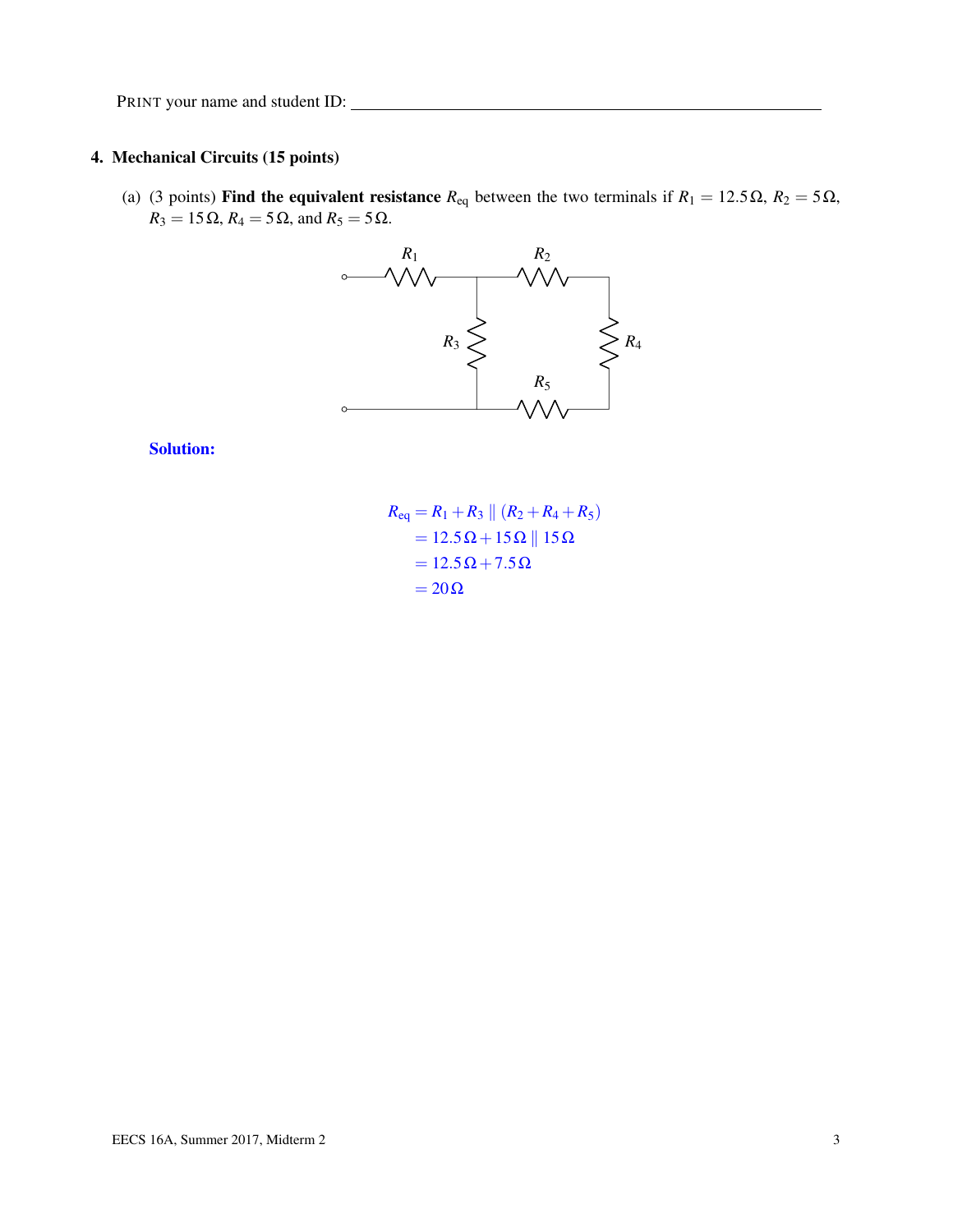PRINT your name and student ID: ________________________________

## 4. Mechanical Circuits (15 points)

(a) (3 points) **Find the equivalent resistance** $R_{eq}$ between the two terminals if $R_1 = 12.5\,\Omega$, $R_2 = 5\,\Omega$, $R_3 = 15\,\Omega$, $R_4 = 5\,\Omega$, and $R_5 = 5\,\Omega$.

**Solution:**

$$
\begin{aligned}
R_{eq} &= R_1 + R_3 \parallel (R_2 + R_4 + R_5) \\
&= 12.5\,\Omega + 15\,\Omega \parallel 15\,\Omega \\
&= 12.5\,\Omega + 7.5\,\Omega \\
&= 20\,\Omega
\end{aligned}
$$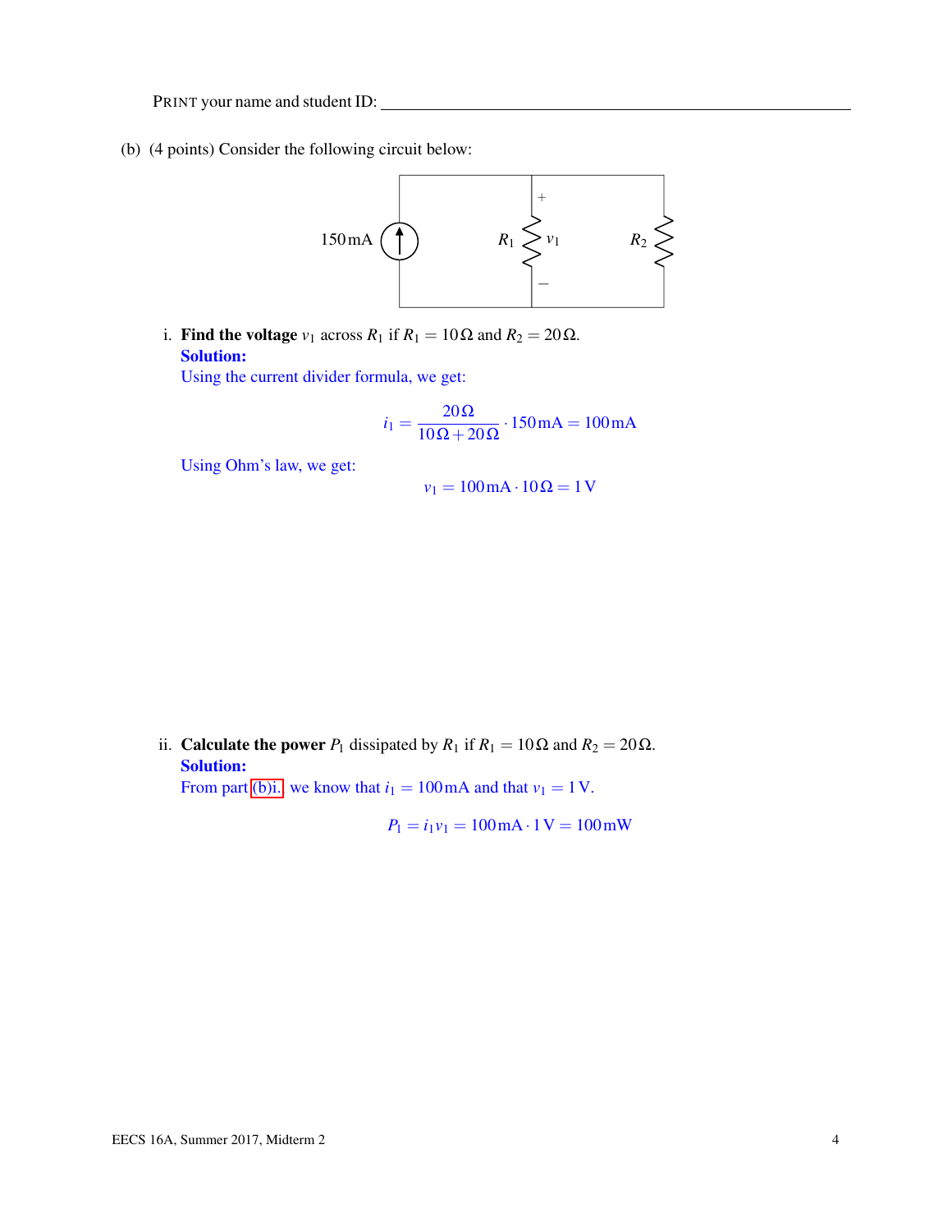PRINT your name and student ID: ____________________

(b) (4 points) Consider the following circuit below:

150 mA — $R_1$ $v_1$ (+ / −) — $R_2$

i. **Find the voltage** $v_1$ across $R_1$ if $R_1 = 10\,\Omega$ and $R_2 = 20\,\Omega$.

**Solution:**

Using the current divider formula, we get:

$$i_1 = \frac{20\,\Omega}{10\,\Omega + 20\,\Omega} \cdot 150\,\text{mA} = 100\,\text{mA}$$

Using Ohm's law, we get:

$$v_1 = 100\,\text{mA} \cdot 10\,\Omega = 1\,\text{V}$$

ii. **Calculate the power** $P_1$ dissipated by $R_1$ if $R_1 = 10\,\Omega$ and $R_2 = 20\,\Omega$.

**Solution:**

From part (b)i. we know that $i_1 = 100\,\text{mA}$ and that $v_1 = 1\,\text{V}$.

$$P_1 = i_1 v_1 = 100\,\text{mA} \cdot 1\,\text{V} = 100\,\text{mW}$$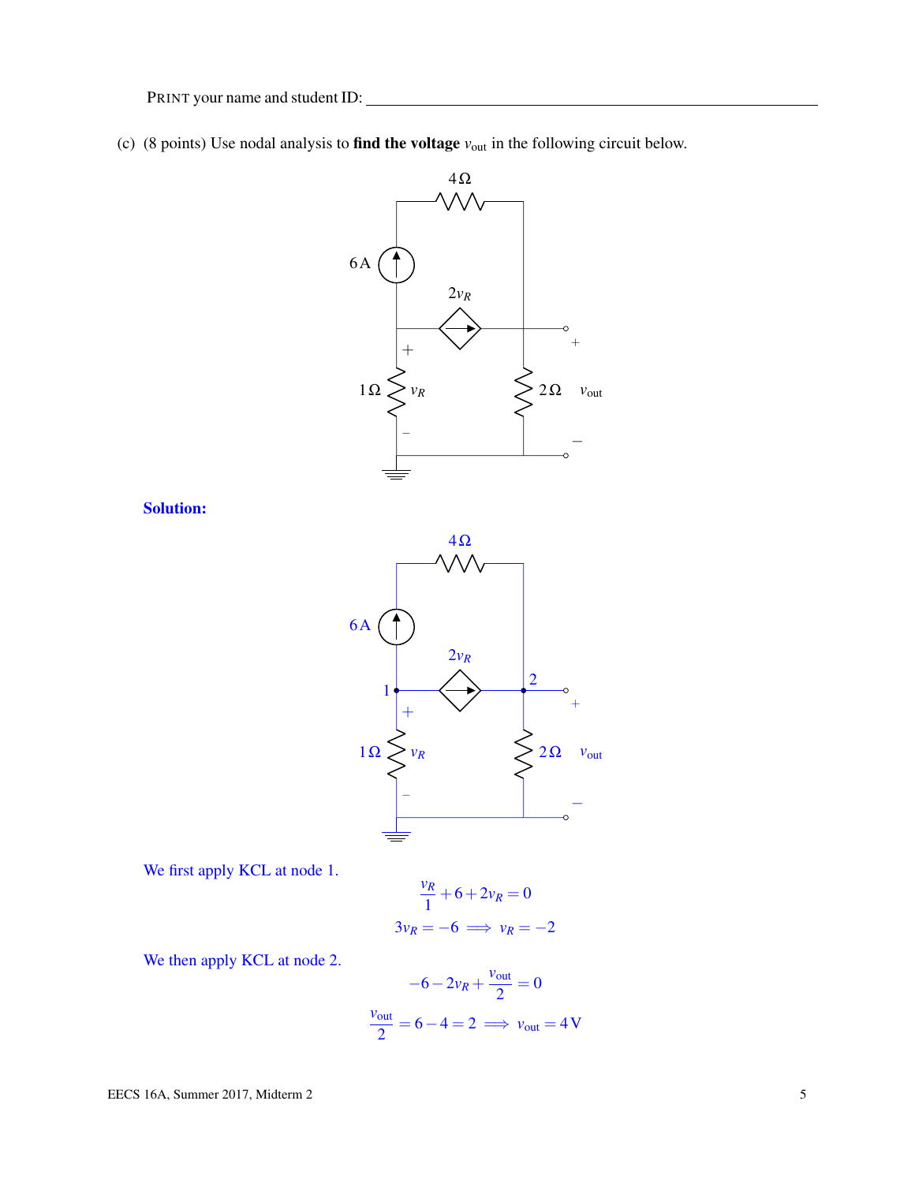PRINT your name and student ID: ______________________________

(c) (8 points) Use nodal analysis to **find the voltage** $v_{\text{out}}$ in the following circuit below.

**Solution:**

We first apply KCL at node 1.

$$\frac{v_R}{1} + 6 + 2v_R = 0$$

$$3v_R = -6 \implies v_R = -2$$

We then apply KCL at node 2.

$$-6 - 2v_R + \frac{v_{\text{out}}}{2} = 0$$

$$\frac{v_{\text{out}}}{2} = 6 - 4 = 2 \implies v_{\text{out}} = 4\,\text{V}$$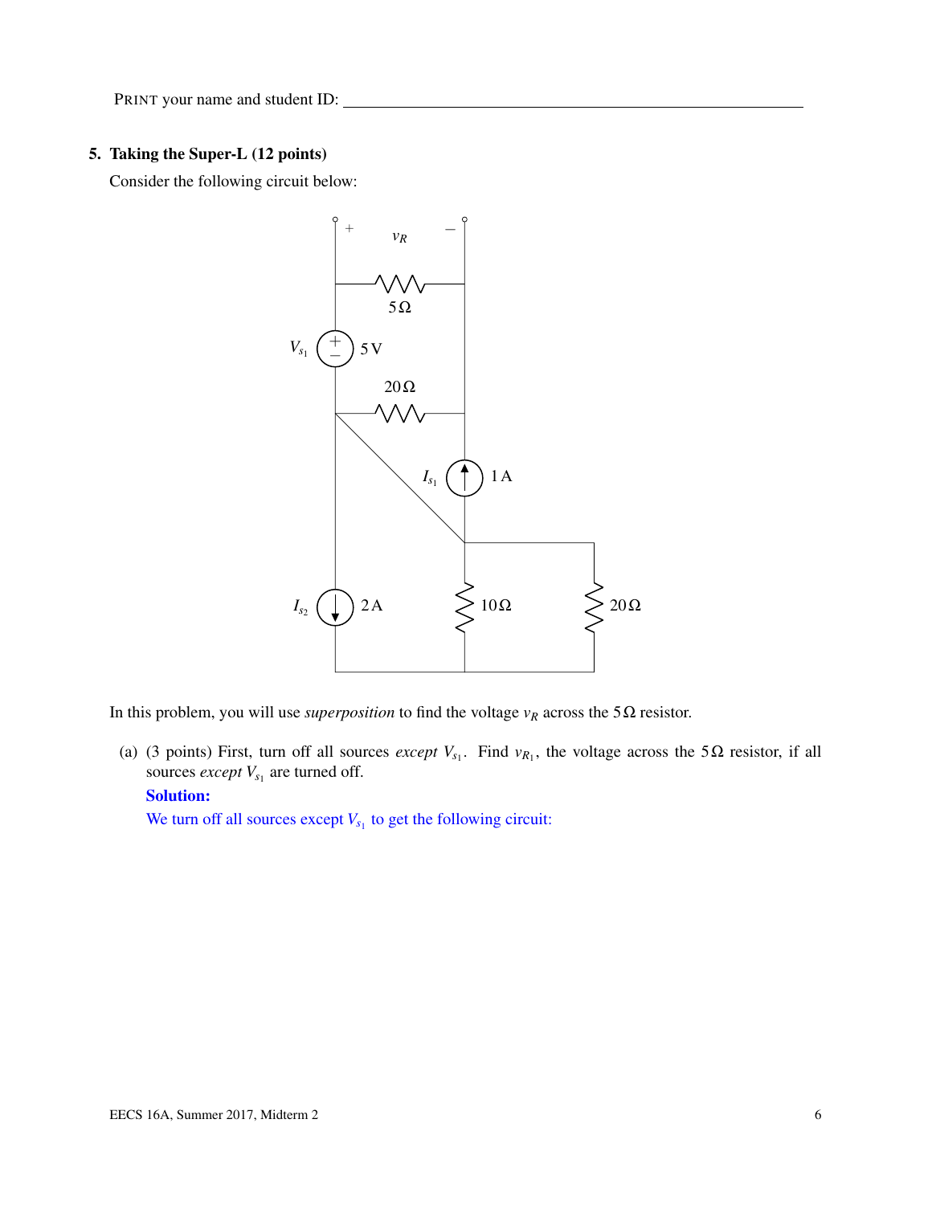PRINT your name and student ID: ________________________________

**5. Taking the Super-L (12 points)**

Consider the following circuit below:

In this problem, you will use *superposition* to find the voltage $v_R$ across the $5\,\Omega$ resistor.

(a) (3 points) First, turn off all sources *except* $V_{s_1}$. Find $v_{R_1}$, the voltage across the $5\,\Omega$ resistor, if all sources *except* $V_{s_1}$ are turned off.

**Solution:**

We turn off all sources except $V_{s_1}$ to get the following circuit: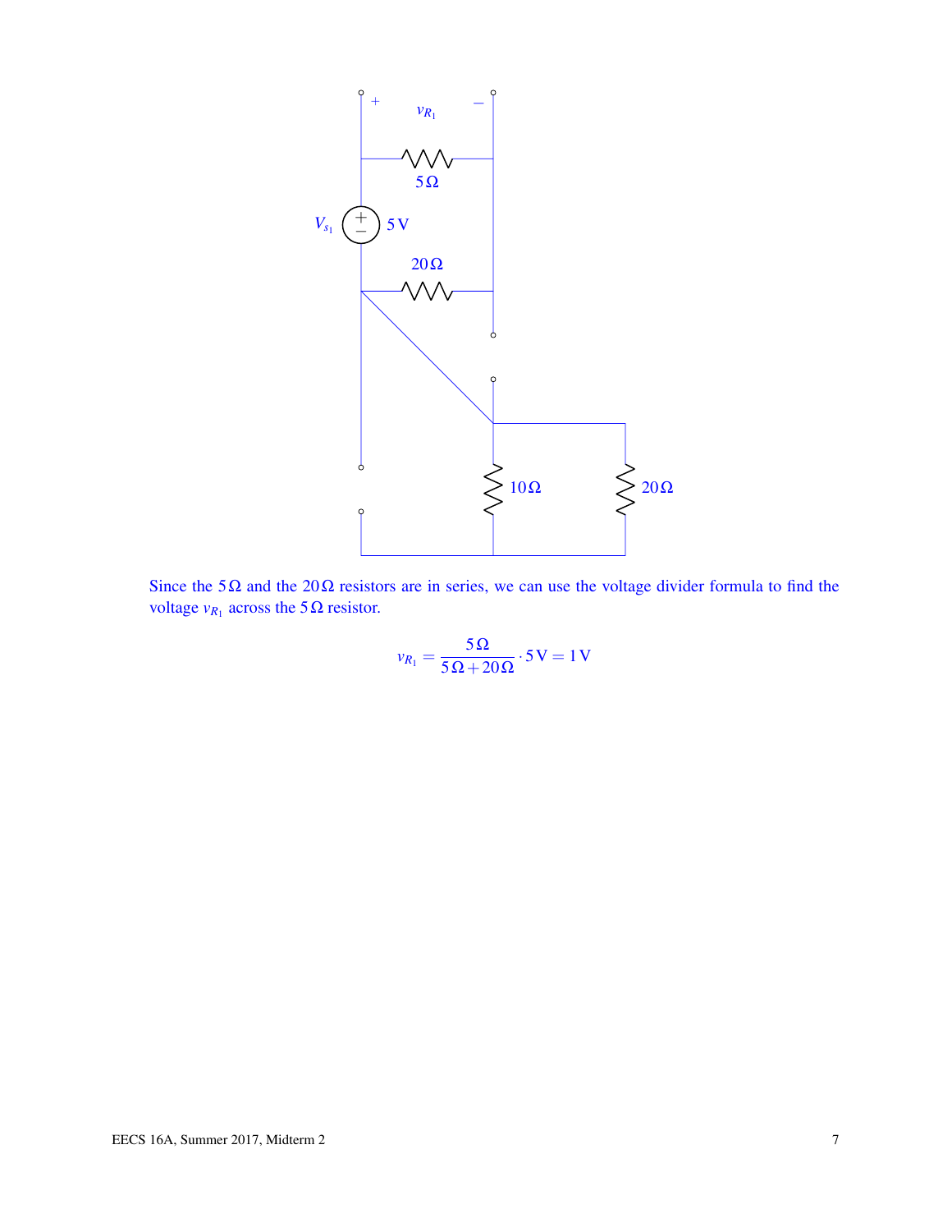Since the $5\,\Omega$ and the $20\,\Omega$ resistors are in series, we can use the voltage divider formula to find the voltage $v_{R_1}$ across the $5\,\Omega$ resistor.

$$v_{R_1} = \frac{5\,\Omega}{5\,\Omega + 20\,\Omega} \cdot 5\,\text{V} = 1\,\text{V}$$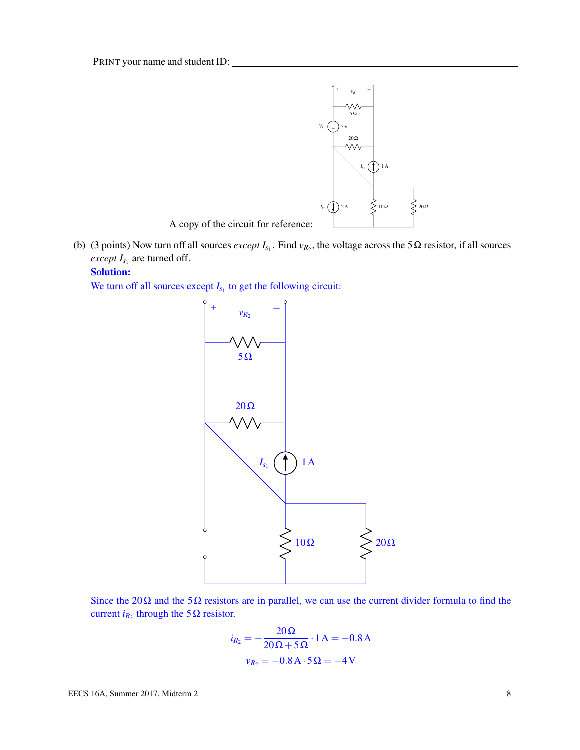PRINT your name and student ID: ________________________________

A copy of the circuit for reference:

(b) (3 points) Now turn off all sources *except* $I_{s_1}$. Find $v_{R_2}$, the voltage across the $5\,\Omega$ resistor, if all sources *except* $I_{s_1}$ are turned off.

**Solution:**

We turn off all sources except $I_{s_1}$ to get the following circuit:

Since the $20\,\Omega$ and the $5\,\Omega$ resistors are in parallel, we can use the current divider formula to find the current $i_{R_2}$ through the $5\,\Omega$ resistor.

$$i_{R_2} = -\frac{20\,\Omega}{20\,\Omega + 5\,\Omega} \cdot 1\,\text{A} = -0.8\,\text{A}$$

$$v_{R_2} = -0.8\,\text{A} \cdot 5\,\Omega = -4\,\text{V}$$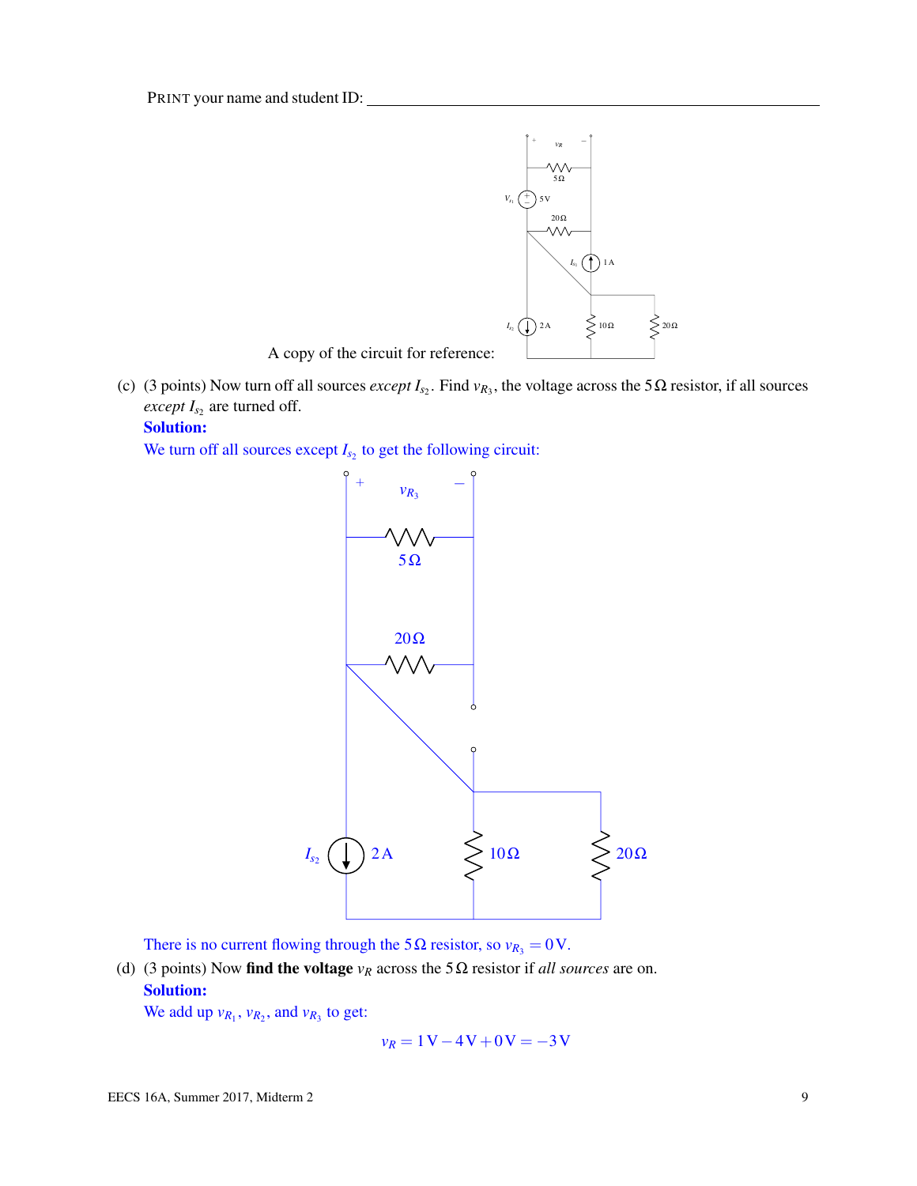PRINT your name and student ID: ________________________________

A copy of the circuit for reference:

(c) (3 points) Now turn off all sources *except* $I_{s_2}$. Find $v_{R_3}$, the voltage across the $5\,\Omega$ resistor, if all sources *except* $I_{s_2}$ are turned off.

**Solution:**

We turn off all sources except $I_{s_2}$ to get the following circuit:

There is no current flowing through the $5\,\Omega$ resistor, so $v_{R_3} = 0\,\text{V}$.

(d) (3 points) Now **find the voltage** $v_R$ across the $5\,\Omega$ resistor if *all sources* are on.

**Solution:**

We add up $v_{R_1}$, $v_{R_2}$, and $v_{R_3}$ to get:

$$v_R = 1\,\text{V} - 4\,\text{V} + 0\,\text{V} = -3\,\text{V}$$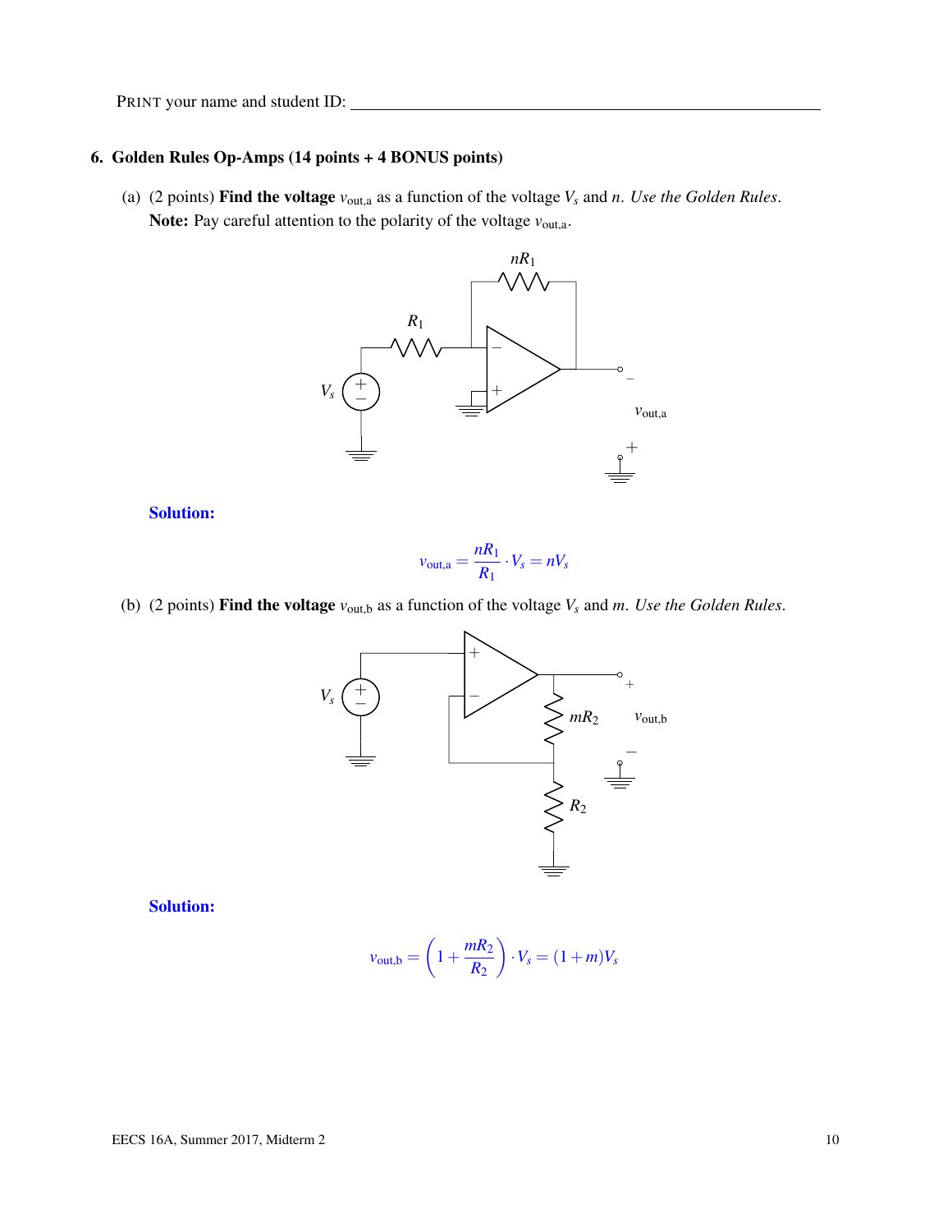PRINT your name and student ID: \_\_\_\_\_\_\_\_\_\_\_\_\_\_\_\_\_\_\_\_\_\_\_\_\_\_\_\_\_\_\_\_\_\_\_\_\_\_\_\_\_\_\_\_

## 6. Golden Rules Op-Amps (14 points + 4 BONUS points)

(a) (2 points) **Find the voltage** $v_{\text{out,a}}$ as a function of the voltage $V_s$ and $n$. *Use the Golden Rules*.
**Note:** Pay careful attention to the polarity of the voltage $v_{\text{out,a}}$.

**Solution:**

$$v_{\text{out,a}} = \frac{nR_1}{R_1} \cdot V_s = nV_s$$

(b) (2 points) **Find the voltage** $v_{\text{out,b}}$ as a function of the voltage $V_s$ and $m$. *Use the Golden Rules*.

**Solution:**

$$v_{\text{out,b}} = \left(1 + \frac{mR_2}{R_2}\right) \cdot V_s = (1+m)V_s$$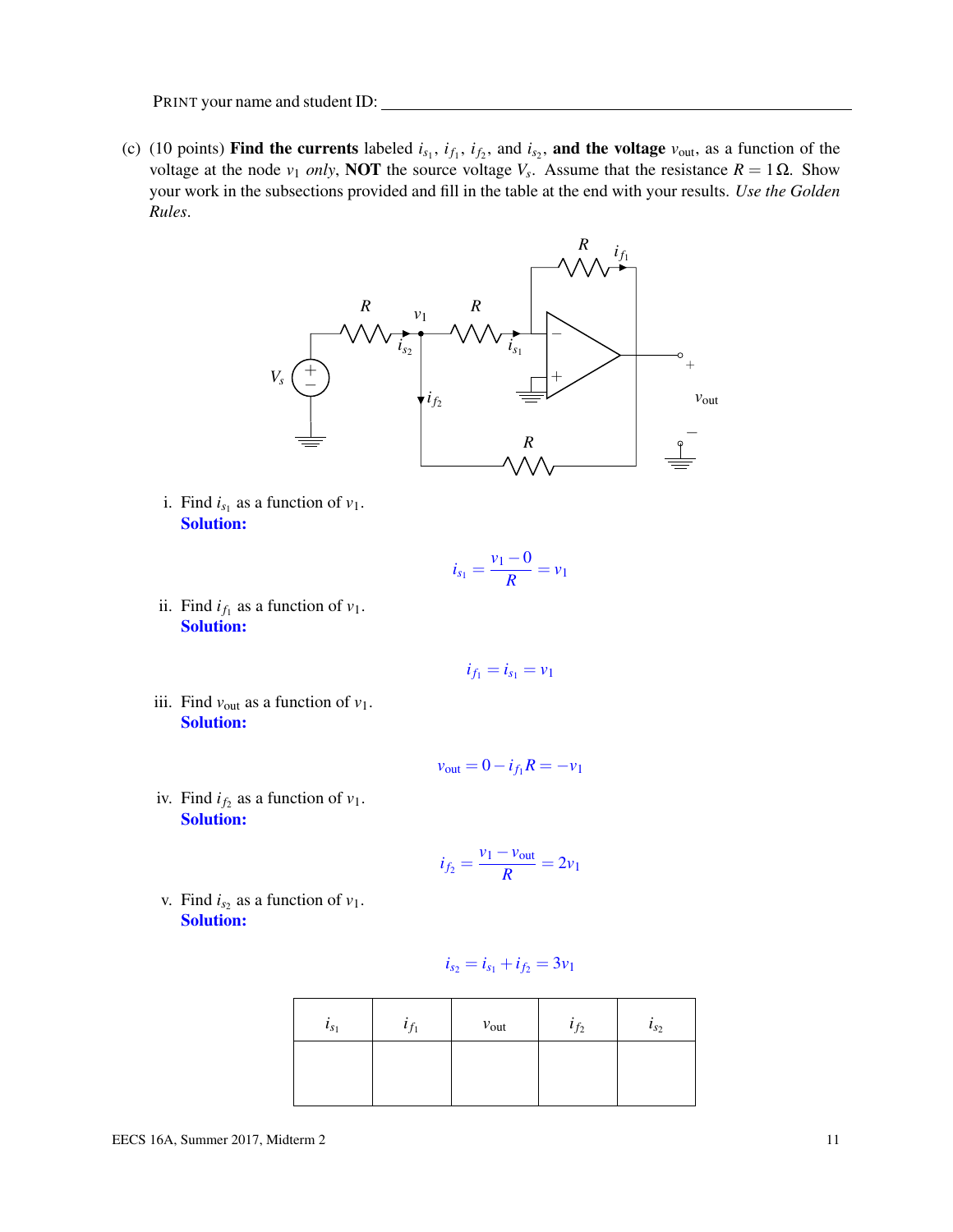PRINT your name and student ID: ___________________________________________

(c) (10 points) **Find the currents** labeled $i_{s_1}$, $i_{f_1}$, $i_{f_2}$, and $i_{s_2}$, **and the voltage** $v_{\text{out}}$, as a function of the voltage at the node $v_1$ *only*, **NOT** the source voltage $V_s$. Assume that the resistance $R = 1\,\Omega$. Show your work in the subsections provided and fill in the table at the end with your results. *Use the Golden Rules*.

i. Find $i_{s_1}$ as a function of $v_1$.
**Solution:**

$$i_{s_1} = \frac{v_1 - 0}{R} = v_1$$

ii. Find $i_{f_1}$ as a function of $v_1$.
**Solution:**

$$i_{f_1} = i_{s_1} = v_1$$

iii. Find $v_{\text{out}}$ as a function of $v_1$.
**Solution:**

$$v_{\text{out}} = 0 - i_{f_1} R = -v_1$$

iv. Find $i_{f_2}$ as a function of $v_1$.
**Solution:**

$$i_{f_2} = \frac{v_1 - v_{\text{out}}}{R} = 2v_1$$

v. Find $i_{s_2}$ as a function of $v_1$.
**Solution:**

$$i_{s_2} = i_{s_1} + i_{f_2} = 3v_1$$

| $i_{s_1}$ | $i_{f_1}$ | $v_{\text{out}}$ | $i_{f_2}$ | $i_{s_2}$ |
|---|---|---|---|---|
| | | | | |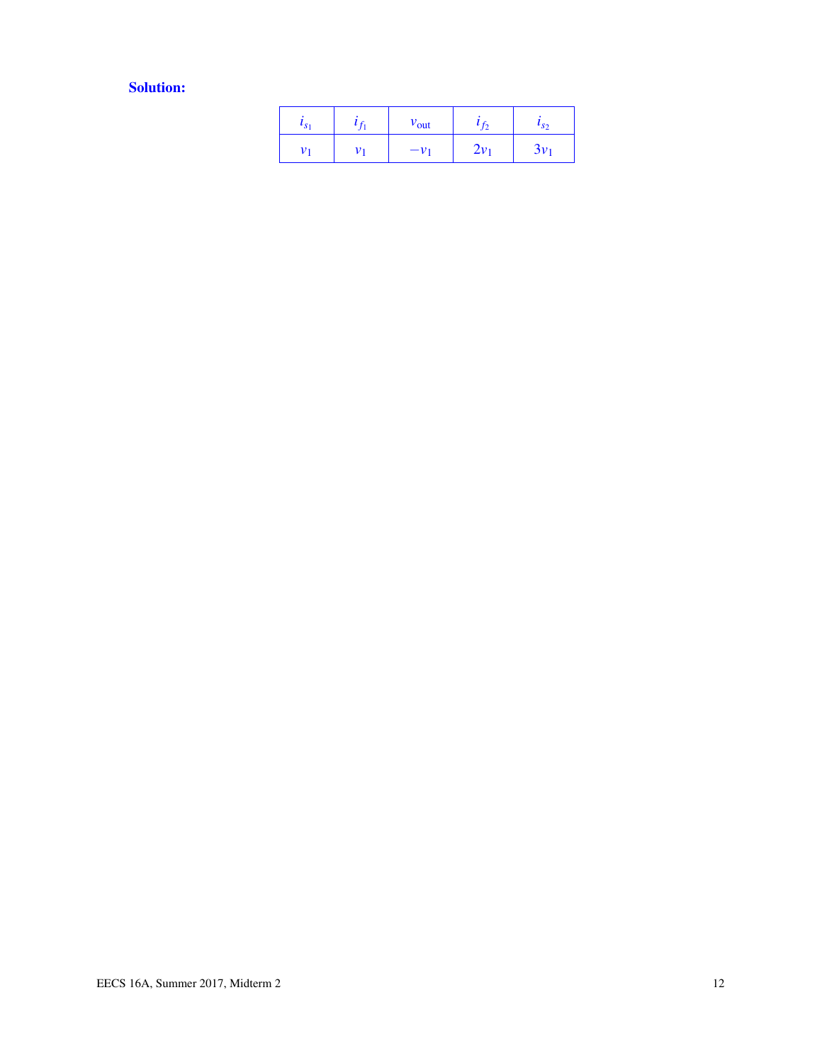**Solution:**

| $i_{s_1}$ | $i_{f_1}$ | $v_{\text{out}}$ | $i_{f_2}$ | $i_{s_2}$ |
|---|---|---|---|---|
| $v_1$ | $v_1$ | $-v_1$ | $2v_1$ | $3v_1$ |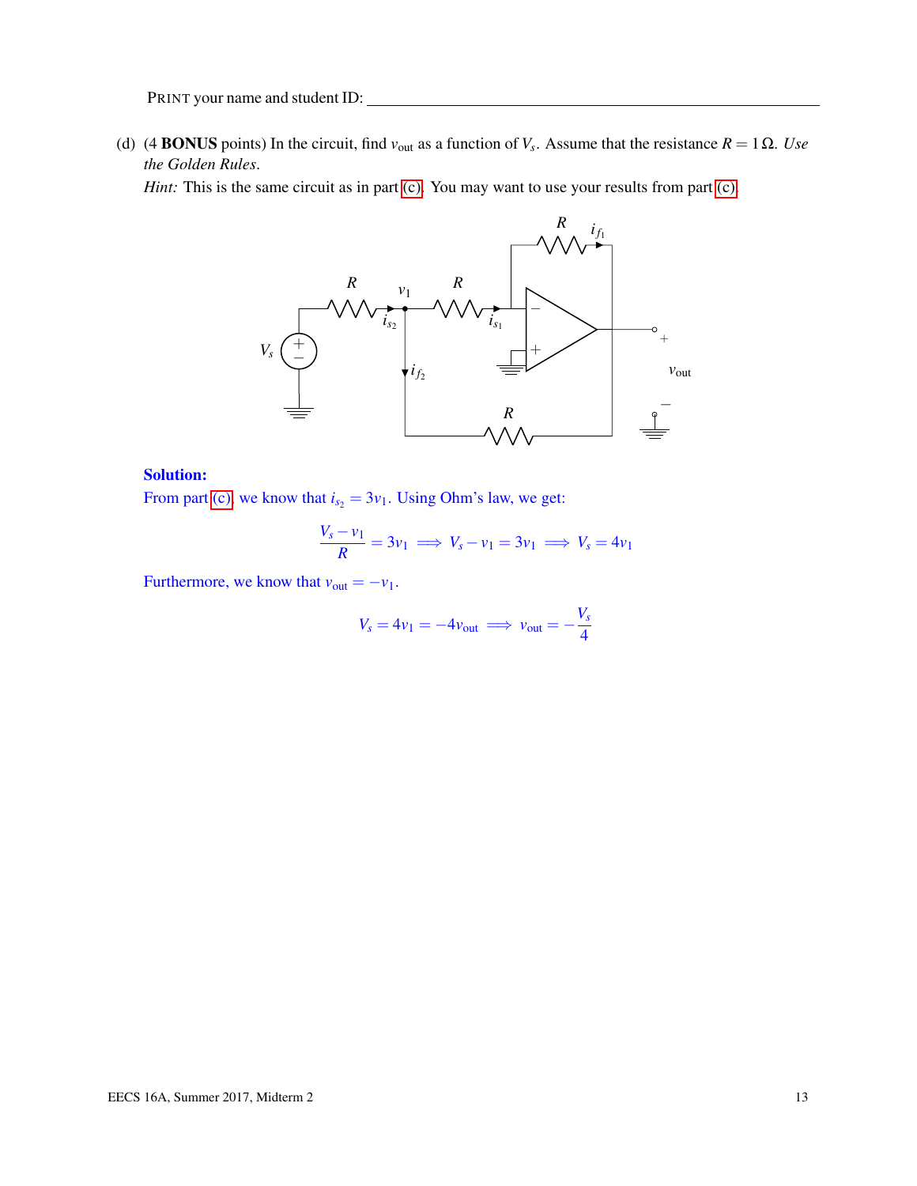PRINT your name and student ID: \_\_\_\_\_\_\_\_\_\_\_\_\_\_\_\_\_\_\_\_\_\_\_\_\_\_\_\_\_\_\_\_\_\_\_\_\_\_\_\_\_\_\_\_\_\_\_\_\_\_\_\_\_\_\_\_\_\_\_\_

(d) (4 **BONUS** points) In the circuit, find $v_{\text{out}}$ as a function of $V_s$. Assume that the resistance $R = 1\,\Omega$. *Use the Golden Rules.*

*Hint:* This is the same circuit as in part (c). You may want to use your results from part (c).

**Solution:**

From part (c), we know that $i_{s_2} = 3v_1$. Using Ohm's law, we get:

$$\frac{V_s - v_1}{R} = 3v_1 \implies V_s - v_1 = 3v_1 \implies V_s = 4v_1$$

Furthermore, we know that $v_{\text{out}} = -v_1$.

$$V_s = 4v_1 = -4v_{\text{out}} \implies v_{\text{out}} = -\frac{V_s}{4}$$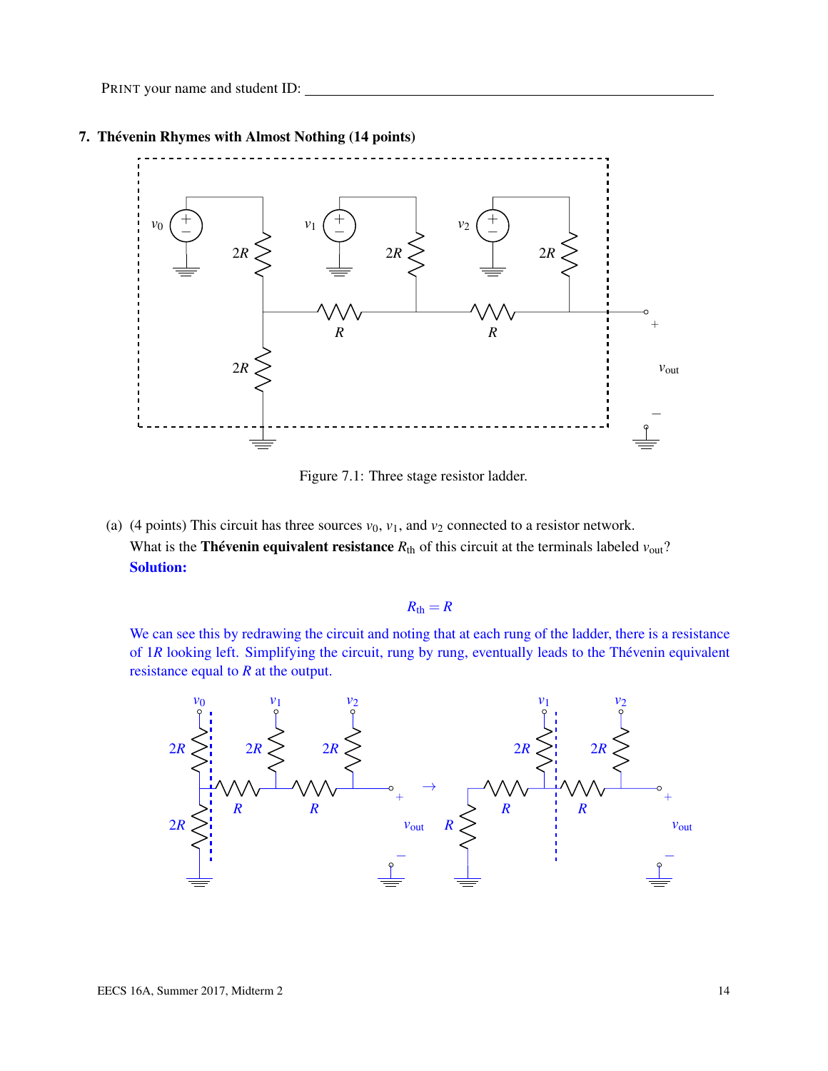PRINT your name and student ID: ____________________________________________

**7. Thévenin Rhymes with Almost Nothing (14 points)**

Figure 7.1: Three stage resistor ladder.

(a) (4 points) This circuit has three sources $v_0$, $v_1$, and $v_2$ connected to a resistor network. What is the **Thévenin equivalent resistance** $R_{th}$ of this circuit at the terminals labeled $v_{out}$?

**Solution:**

$$R_{th} = R$$

We can see this by redrawing the circuit and noting that at each rung of the ladder, there is a resistance of $1R$ looking left. Simplifying the circuit, rung by rung, eventually leads to the Thévenin equivalent resistance equal to $R$ at the output.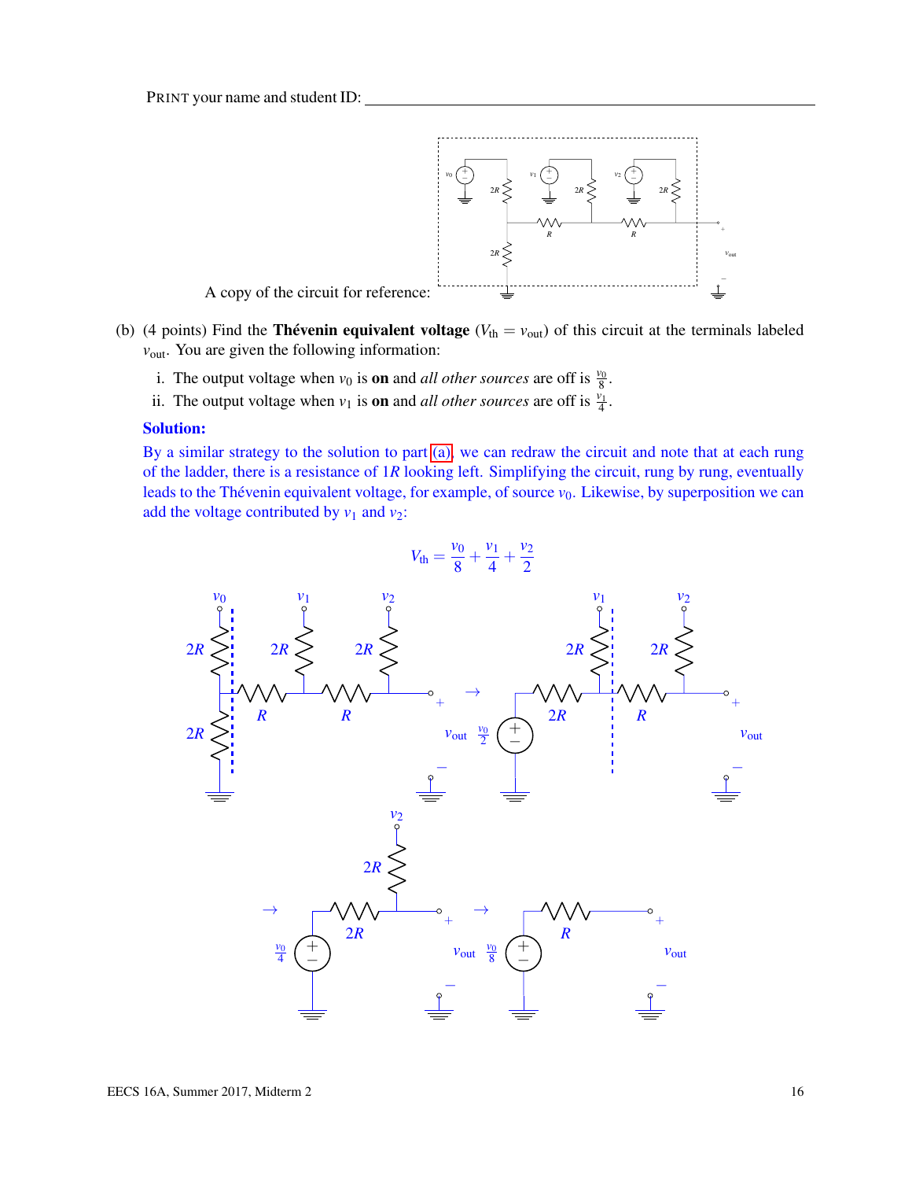PRINT your name and student ID: ___________________________________

A copy of the circuit for reference:

(b) (4 points) Find the **Thévenin equivalent voltage** ($V_{\text{th}} = v_{\text{out}}$) of this circuit at the terminals labeled $v_{\text{out}}$. You are given the following information:

i. The output voltage when $v_0$ is **on** and *all other sources* are off is $\frac{v_0}{8}$.

ii. The output voltage when $v_1$ is **on** and *all other sources* are off is $\frac{v_1}{4}$.

**Solution:**

By a similar strategy to the solution to part (a), we can redraw the circuit and note that at each rung of the ladder, there is a resistance of $1R$ looking left. Simplifying the circuit, rung by rung, eventually leads to the Thévenin equivalent voltage, for example, of source $v_0$. Likewise, by superposition we can add the voltage contributed by $v_1$ and $v_2$:

$$V_{\text{th}} = \frac{v_0}{8} + \frac{v_1}{4} + \frac{v_2}{2}$$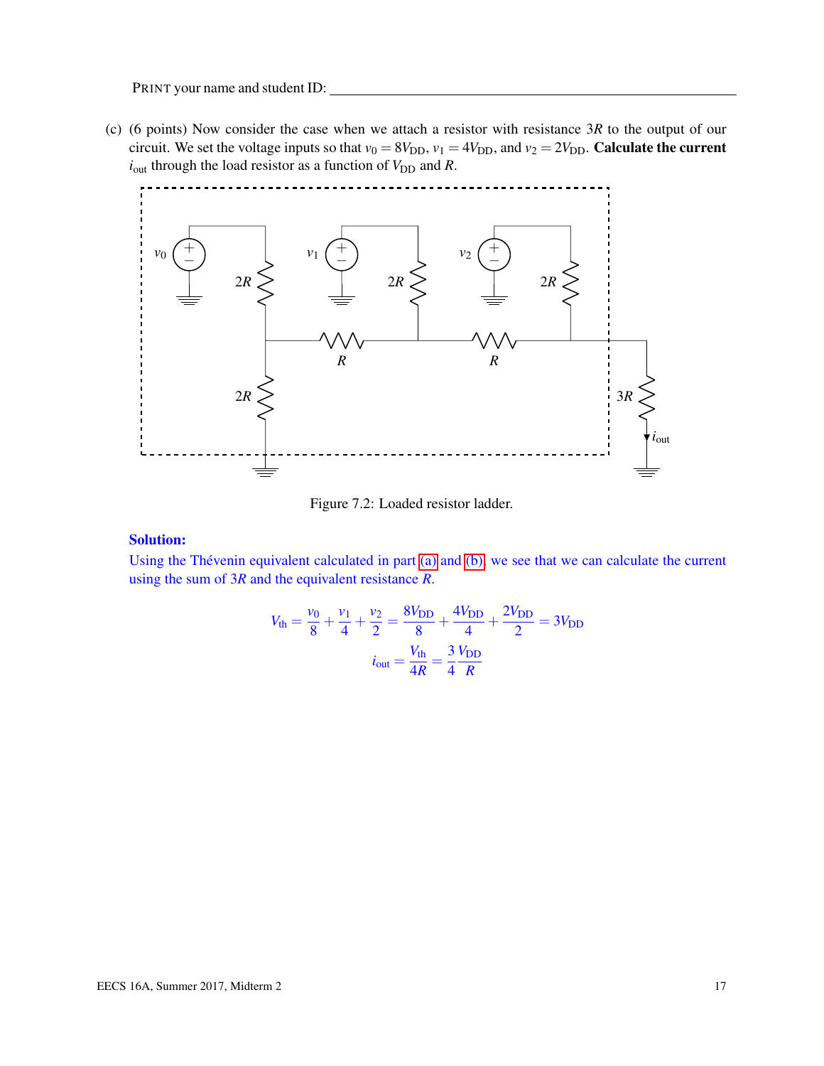PRINT your name and student ID: ________________________________

(c) (6 points) Now consider the case when we attach a resistor with resistance $3R$ to the output of our circuit. We set the voltage inputs so that $v_0 = 8V_{DD}$, $v_1 = 4V_{DD}$, and $v_2 = 2V_{DD}$. **Calculate the current** $i_{out}$ through the load resistor as a function of $V_{DD}$ and $R$.

Figure 7.2: Loaded resistor ladder.

**Solution:**

Using the Thévenin equivalent calculated in part (a) and (b), we see that we can calculate the current using the sum of $3R$ and the equivalent resistance $R$.

$$V_{th} = \frac{v_0}{8} + \frac{v_1}{4} + \frac{v_2}{2} = \frac{8V_{DD}}{8} + \frac{4V_{DD}}{4} + \frac{2V_{DD}}{2} = 3V_{DD}$$

$$i_{out} = \frac{V_{th}}{4R} = \frac{3}{4}\frac{V_{DD}}{R}$$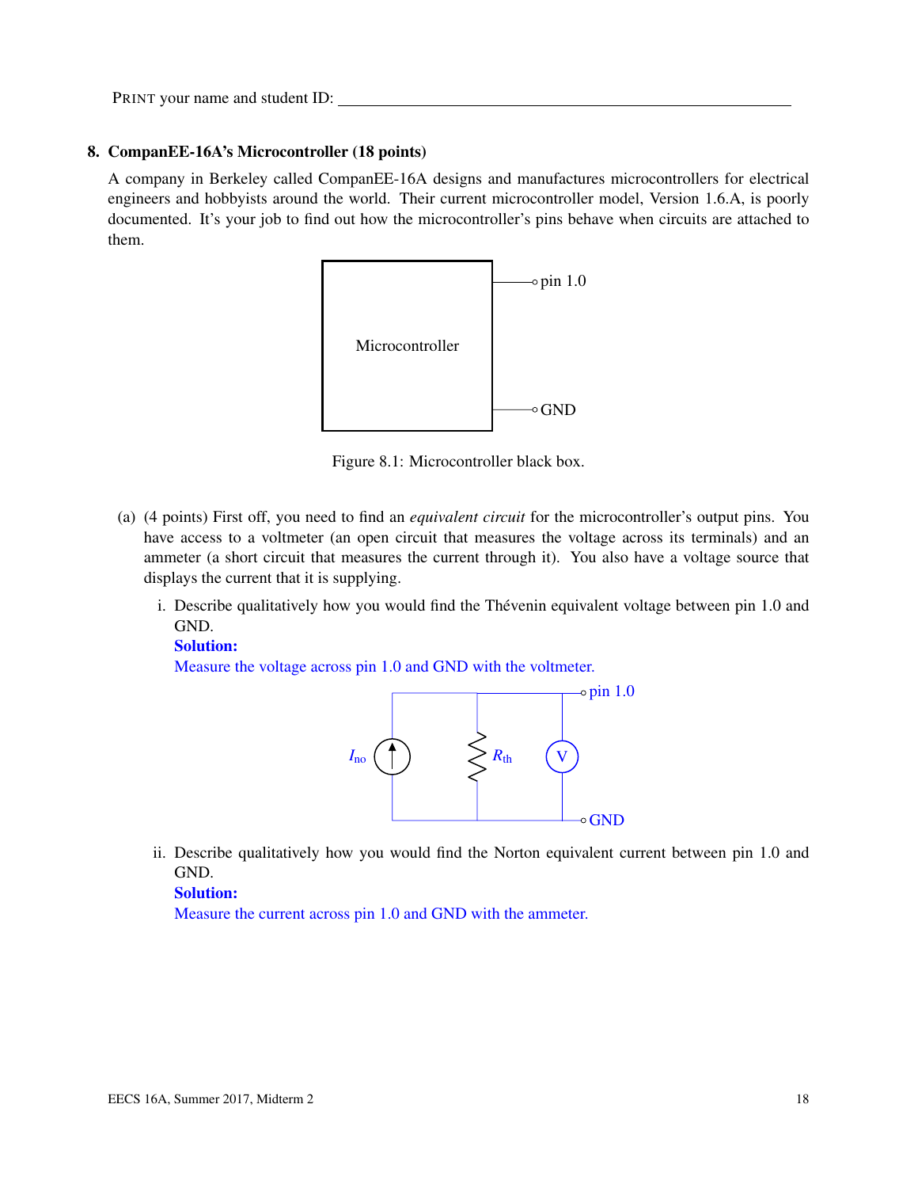PRINT your name and student ID: ________________________________

## 8. CompanEE-16A's Microcontroller (18 points)

A company in Berkeley called CompanEE-16A designs and manufactures microcontrollers for electrical engineers and hobbyists around the world. Their current microcontroller model, Version 1.6.A, is poorly documented. It's your job to find out how the microcontroller's pins behave when circuits are attached to them.

Figure 8.1: Microcontroller black box.

(a) (4 points) First off, you need to find an *equivalent circuit* for the microcontroller's output pins. You have access to a voltmeter (an open circuit that measures the voltage across its terminals) and an ammeter (a short circuit that measures the current through it). You also have a voltage source that displays the current that it is supplying.

i. Describe qualitatively how you would find the Thévenin equivalent voltage between pin 1.0 and GND.

**Solution:**

Measure the voltage across pin 1.0 and GND with the voltmeter.

ii. Describe qualitatively how you would find the Norton equivalent current between pin 1.0 and GND.

**Solution:**

Measure the current across pin 1.0 and GND with the ammeter.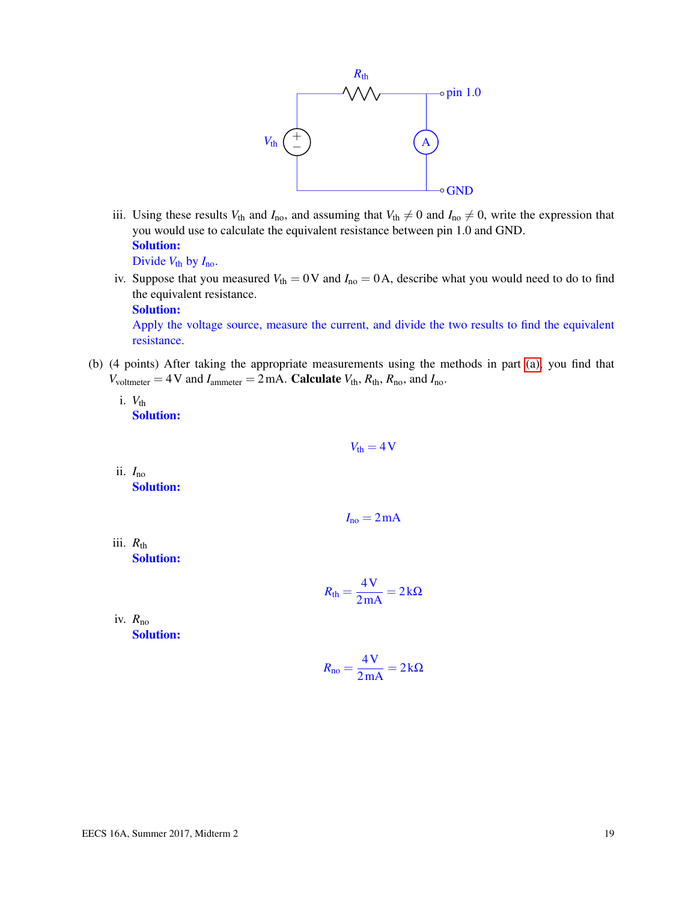iii. Using these results $V_{th}$ and $I_{no}$, and assuming that $V_{th} \neq 0$ and $I_{no} \neq 0$, write the expression that you would use to calculate the equivalent resistance between pin 1.0 and GND.

**Solution:**

Divide $V_{th}$ by $I_{no}$.

iv. Suppose that you measured $V_{th} = 0\,\text{V}$ and $I_{no} = 0\,\text{A}$, describe what you would need to do to find the equivalent resistance.

**Solution:**

Apply the voltage source, measure the current, and divide the two results to find the equivalent resistance.

(b) (4 points) After taking the appropriate measurements using the methods in part (a), you find that $V_{voltmeter} = 4\,\text{V}$ and $I_{ammeter} = 2\,\text{mA}$. **Calculate** $V_{th}$, $R_{th}$, $R_{no}$, and $I_{no}$.

i. $V_{th}$

**Solution:**

$$V_{th} = 4\,\text{V}$$

ii. $I_{no}$

**Solution:**

$$I_{no} = 2\,\text{mA}$$

iii. $R_{th}$

**Solution:**

$$R_{th} = \frac{4\,\text{V}}{2\,\text{mA}} = 2\,\text{k}\Omega$$

iv. $R_{no}$

**Solution:**

$$R_{no} = \frac{4\,\text{V}}{2\,\text{mA}} = 2\,\text{k}\Omega$$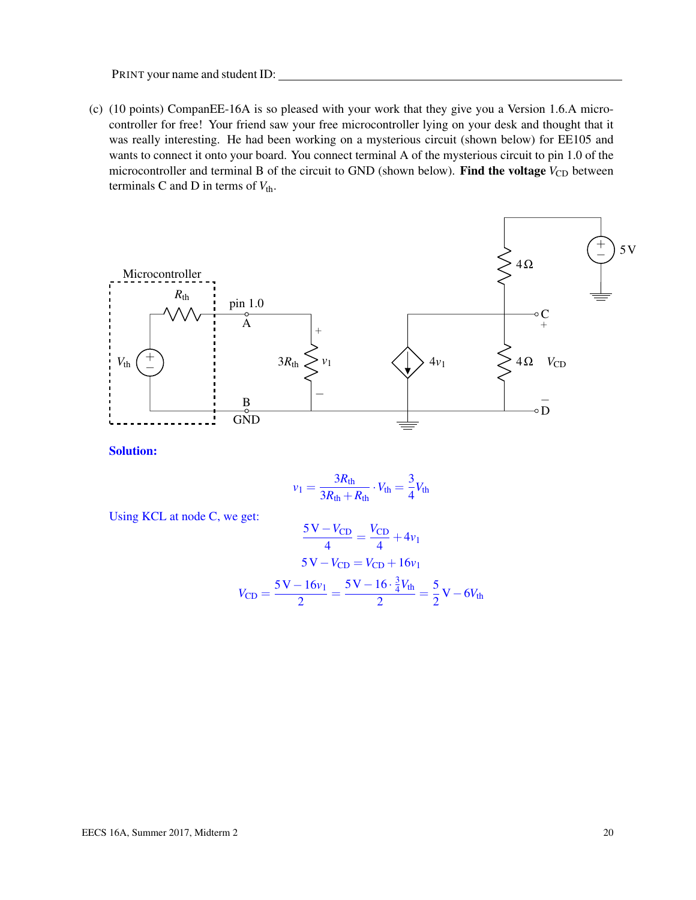PRINT your name and student ID: ______________________________

(c) (10 points) CompanEE-16A is so pleased with your work that they give you a Version 1.6.A microcontroller for free! Your friend saw your free microcontroller lying on your desk and thought that it was really interesting. He had been working on a mysterious circuit (shown below) for EE105 and wants to connect it onto your board. You connect terminal A of the mysterious circuit to pin 1.0 of the microcontroller and terminal B of the circuit to GND (shown below). **Find the voltage $V_{CD}$** between terminals C and D in terms of $V_{th}$.

**Solution:**

$$v_1 = \frac{3R_{th}}{3R_{th} + R_{th}} \cdot V_{th} = \frac{3}{4} V_{th}$$

Using KCL at node C, we get:

$$\frac{5\,\text{V} - V_{CD}}{4} = \frac{V_{CD}}{4} + 4v_1$$

$$5\,\text{V} - V_{CD} = V_{CD} + 16v_1$$

$$V_{CD} = \frac{5\,\text{V} - 16v_1}{2} = \frac{5\,\text{V} - 16 \cdot \frac{3}{4} V_{th}}{2} = \frac{5}{2}\,\text{V} - 6V_{th}$$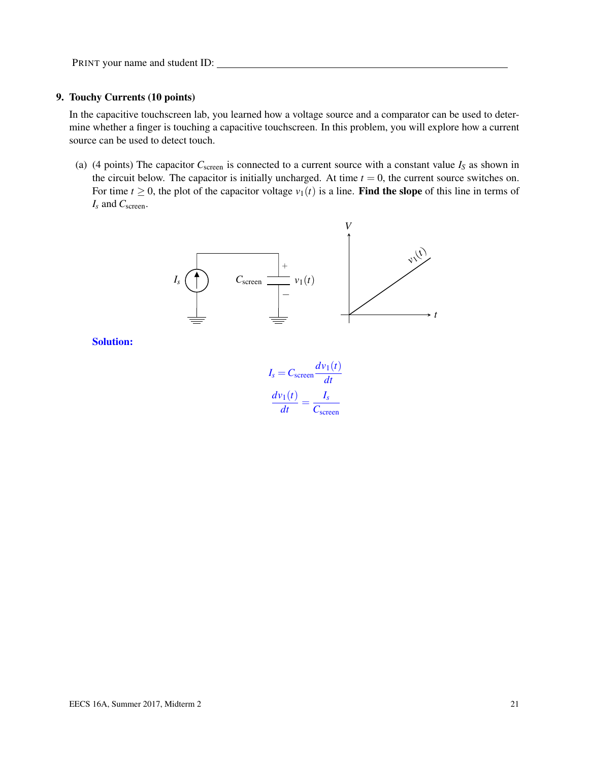PRINT your name and student ID: ____________________________________________

## 9. Touchy Currents (10 points)

In the capacitive touchscreen lab, you learned how a voltage source and a comparator can be used to determine whether a finger is touching a capacitive touchscreen. In this problem, you will explore how a current source can be used to detect touch.

(a) (4 points) The capacitor $C_{\text{screen}}$ is connected to a current source with a constant value $I_S$ as shown in the circuit below. The capacitor is initially uncharged. At time $t = 0$, the current source switches on. For time $t \geq 0$, the plot of the capacitor voltage $v_1(t)$ is a line. **Find the slope** of this line in terms of $I_s$ and $C_{\text{screen}}$.

**Solution:**

$$I_s = C_{\text{screen}} \frac{dv_1(t)}{dt}$$

$$\frac{dv_1(t)}{dt} = \frac{I_s}{C_{\text{screen}}}$$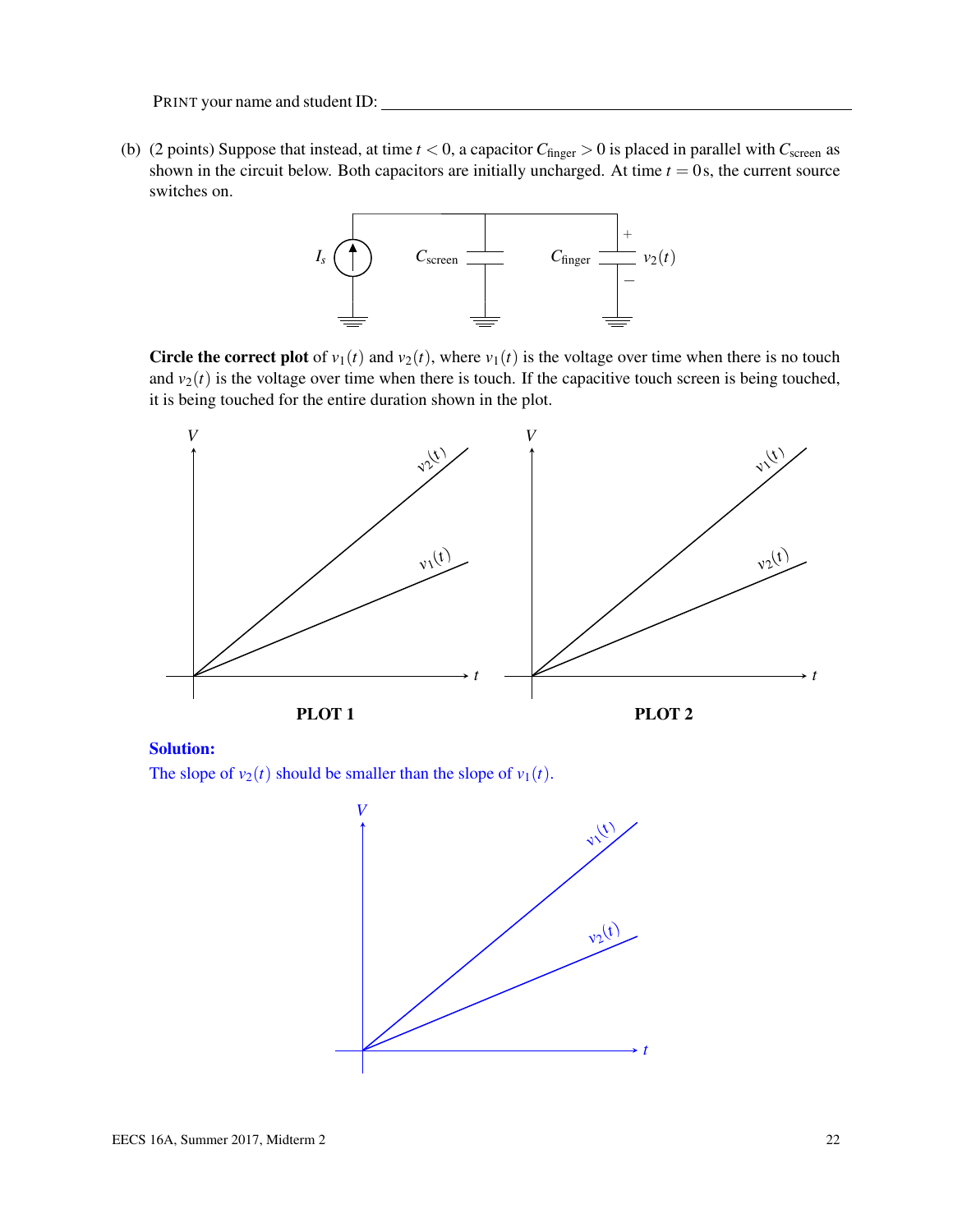PRINT your name and student ID: ___________________________________________

(b) (2 points) Suppose that instead, at time $t < 0$, a capacitor $C_{\text{finger}} > 0$ is placed in parallel with $C_{\text{screen}}$ as shown in the circuit below. Both capacitors are initially uncharged. At time $t = 0\,\text{s}$, the current source switches on.

**Circle the correct plot** of $v_1(t)$ and $v_2(t)$, where $v_1(t)$ is the voltage over time when there is no touch and $v_2(t)$ is the voltage over time when there is touch. If the capacitive touch screen is being touched, it is being touched for the entire duration shown in the plot.

**PLOT 1** &nbsp;&nbsp;&nbsp;&nbsp;&nbsp;&nbsp;&nbsp;&nbsp; **PLOT 2**

**Solution:**

The slope of $v_2(t)$ should be smaller than the slope of $v_1(t)$.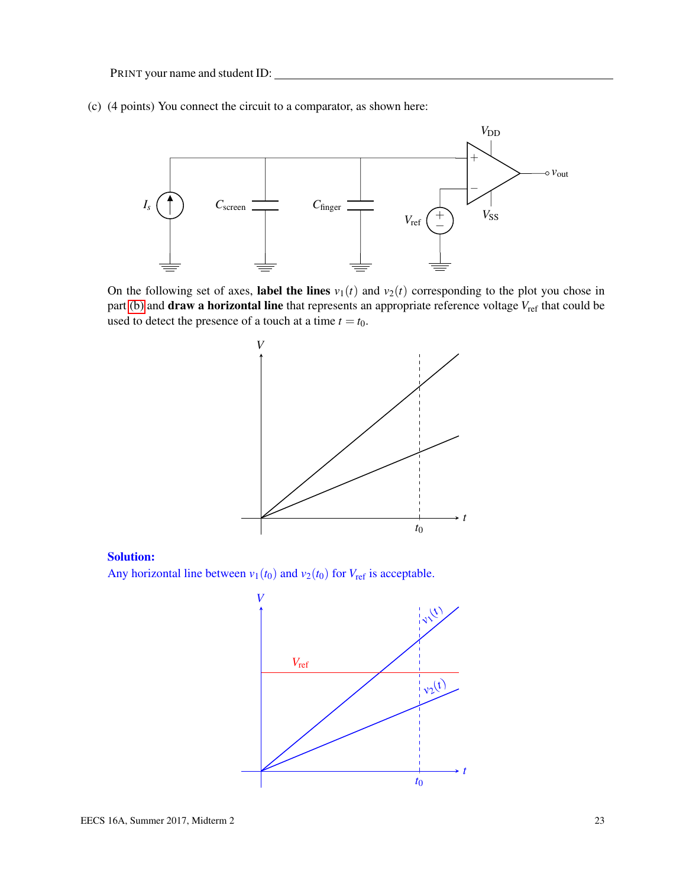PRINT your name and student ID: ________________________________

(c) (4 points) You connect the circuit to a comparator, as shown here:

On the following set of axes, **label the lines** $v_1(t)$ and $v_2(t)$ corresponding to the plot you chose in part (b) and **draw a horizontal line** that represents an appropriate reference voltage $V_{ref}$ that could be used to detect the presence of a touch at a time $t = t_0$.

**Solution:**
Any horizontal line between $v_1(t_0)$ and $v_2(t_0)$ for $V_{ref}$ is acceptable.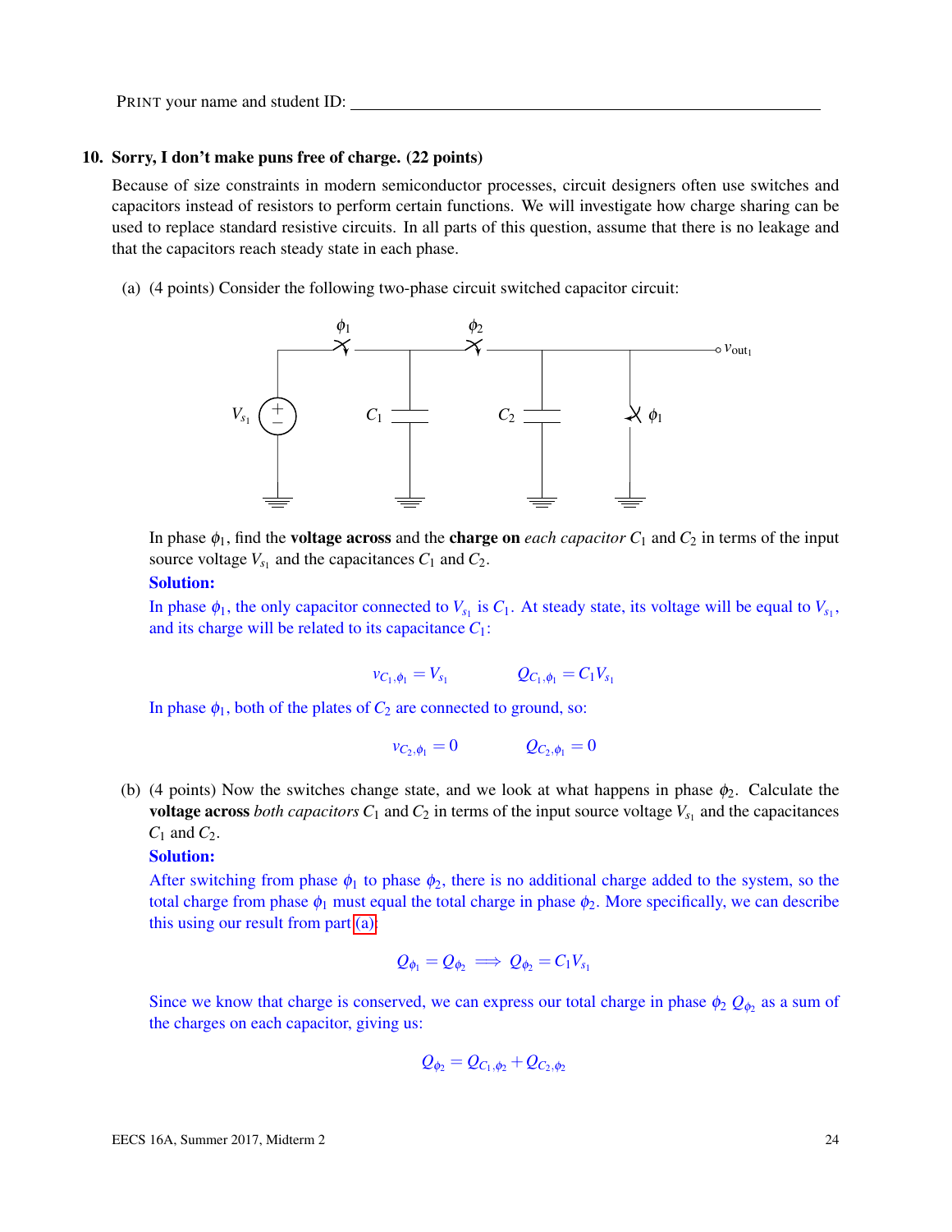PRINT your name and student ID: ______________________________

## 10. Sorry, I don't make puns free of charge. (22 points)

Because of size constraints in modern semiconductor processes, circuit designers often use switches and capacitors instead of resistors to perform certain functions. We will investigate how charge sharing can be used to replace standard resistive circuits. In all parts of this question, assume that there is no leakage and that the capacitors reach steady state in each phase.

(a) (4 points) Consider the following two-phase circuit switched capacitor circuit:

In phase $\phi_1$, find the **voltage across** and the **charge on** *each capacitor* $C_1$ and $C_2$ in terms of the input source voltage $V_{s_1}$ and the capacitances $C_1$ and $C_2$.

**Solution:**

In phase $\phi_1$, the only capacitor connected to $V_{s_1}$ is $C_1$. At steady state, its voltage will be equal to $V_{s_1}$, and its charge will be related to its capacitance $C_1$:

$$v_{C_1,\phi_1} = V_{s_1} \qquad Q_{C_1,\phi_1} = C_1 V_{s_1}$$

In phase $\phi_1$, both of the plates of $C_2$ are connected to ground, so:

$$v_{C_2,\phi_1} = 0 \qquad Q_{C_2,\phi_1} = 0$$

(b) (4 points) Now the switches change state, and we look at what happens in phase $\phi_2$. Calculate the **voltage across** *both capacitors* $C_1$ and $C_2$ in terms of the input source voltage $V_{s_1}$ and the capacitances $C_1$ and $C_2$.

**Solution:**

After switching from phase $\phi_1$ to phase $\phi_2$, there is no additional charge added to the system, so the total charge from phase $\phi_1$ must equal the total charge in phase $\phi_2$. More specifically, we can describe this using our result from part (a):

$$Q_{\phi_1} = Q_{\phi_2} \implies Q_{\phi_2} = C_1 V_{s_1}$$

Since we know that charge is conserved, we can express our total charge in phase $\phi_2$ $Q_{\phi_2}$ as a sum of the charges on each capacitor, giving us:

$$Q_{\phi_2} = Q_{C_1,\phi_2} + Q_{C_2,\phi_2}$$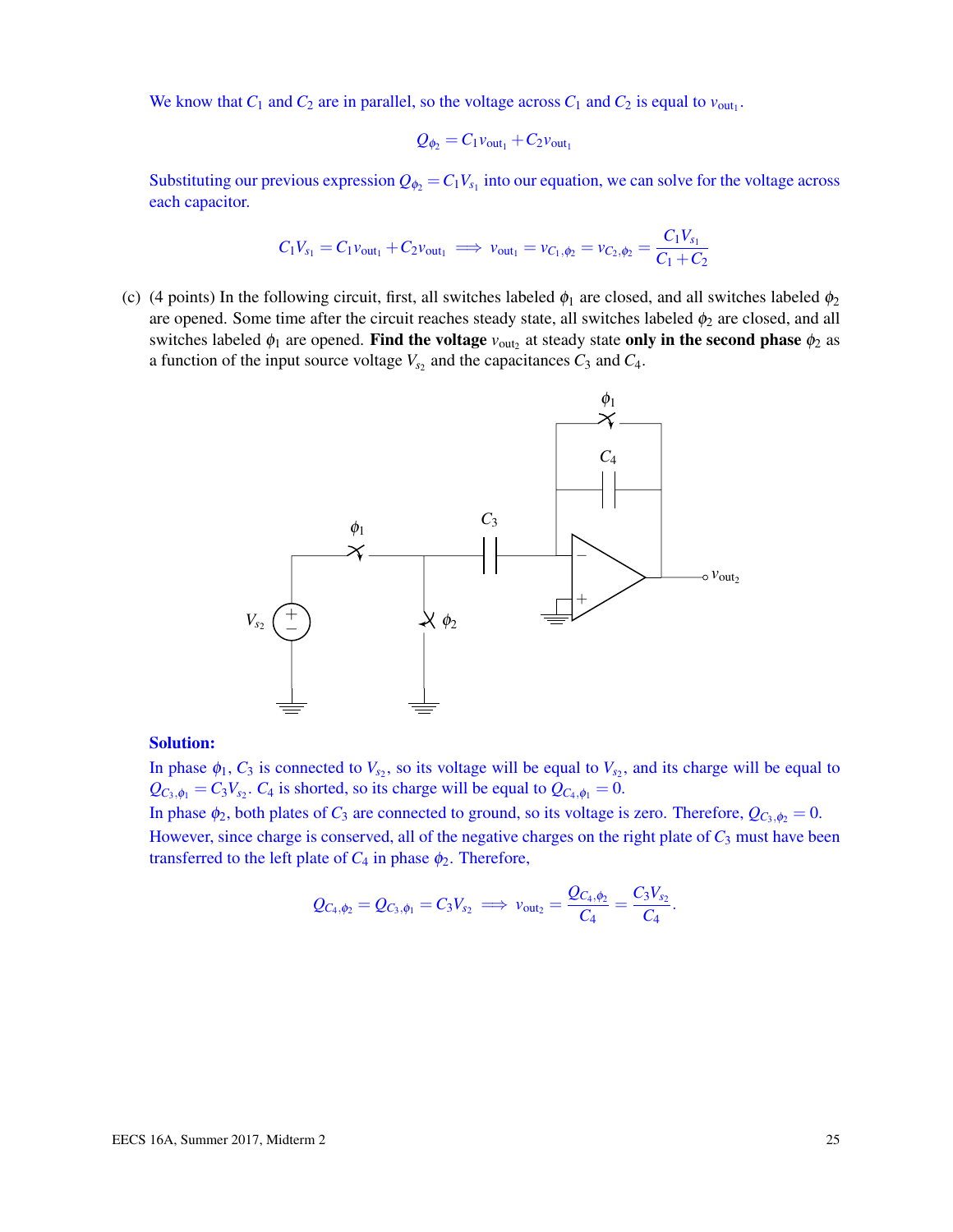We know that $C_1$ and $C_2$ are in parallel, so the voltage across $C_1$ and $C_2$ is equal to $v_{\text{out}_1}$.

$$Q_{\phi_2} = C_1 v_{\text{out}_1} + C_2 v_{\text{out}_1}$$

Substituting our previous expression $Q_{\phi_2} = C_1 V_{s_1}$ into our equation, we can solve for the voltage across each capacitor.

$$C_1 V_{s_1} = C_1 v_{\text{out}_1} + C_2 v_{\text{out}_1} \implies v_{\text{out}_1} = v_{C_1,\phi_2} = v_{C_2,\phi_2} = \frac{C_1 V_{s_1}}{C_1 + C_2}$$

(c) (4 points) In the following circuit, first, all switches labeled $\phi_1$ are closed, and all switches labeled $\phi_2$ are opened. Some time after the circuit reaches steady state, all switches labeled $\phi_2$ are closed, and all switches labeled $\phi_1$ are opened. **Find the voltage** $v_{\text{out}_2}$ at steady state **only in the second phase** $\phi_2$ as a function of the input source voltage $V_{s_2}$ and the capacitances $C_3$ and $C_4$.

**Solution:**

In phase $\phi_1$, $C_3$ is connected to $V_{s_2}$, so its voltage will be equal to $V_{s_2}$, and its charge will be equal to $Q_{C_3,\phi_1} = C_3 V_{s_2}$. $C_4$ is shorted, so its charge will be equal to $Q_{C_4,\phi_1} = 0$.

In phase $\phi_2$, both plates of $C_3$ are connected to ground, so its voltage is zero. Therefore, $Q_{C_3,\phi_2} = 0$.

However, since charge is conserved, all of the negative charges on the right plate of $C_3$ must have been transferred to the left plate of $C_4$ in phase $\phi_2$. Therefore,

$$Q_{C_4,\phi_2} = Q_{C_3,\phi_1} = C_3 V_{s_2} \implies v_{\text{out}_2} = \frac{Q_{C_4,\phi_2}}{C_4} = \frac{C_3 V_{s_2}}{C_4}.$$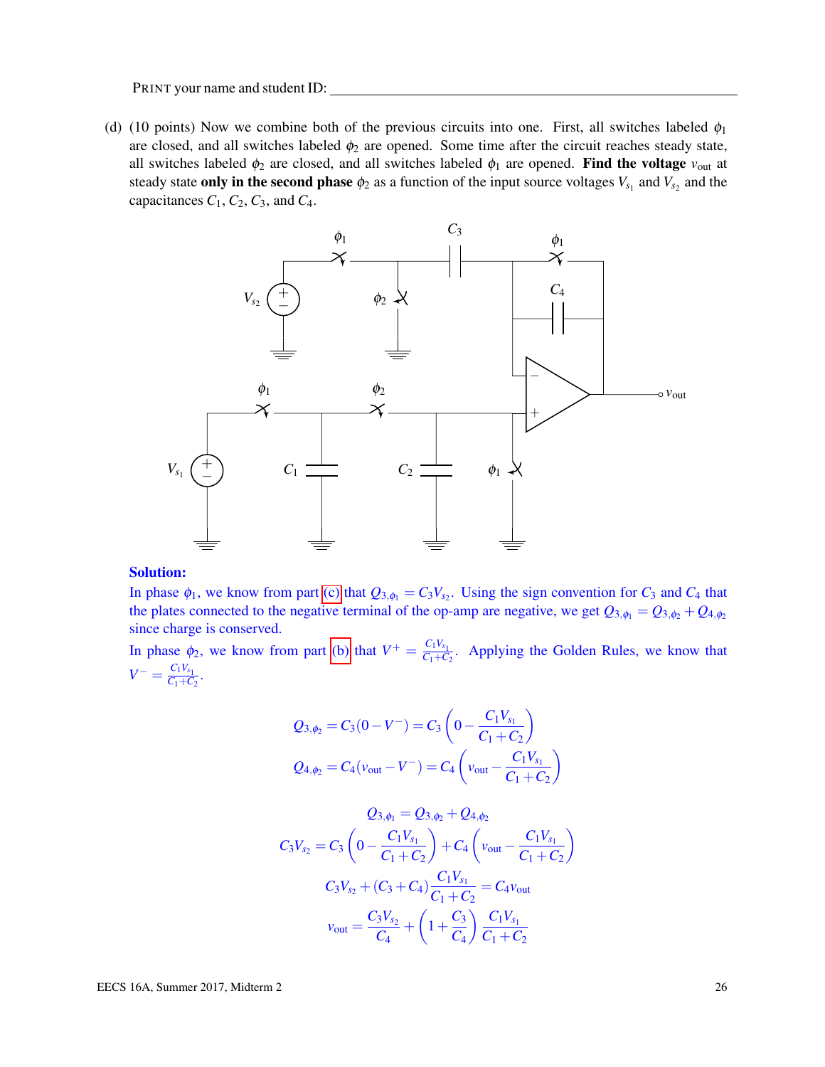PRINT your name and student ID: ______________________________________________

(d) (10 points) Now we combine both of the previous circuits into one. First, all switches labeled $\phi_1$ are closed, and all switches labeled $\phi_2$ are opened. Some time after the circuit reaches steady state, all switches labeled $\phi_2$ are closed, and all switches labeled $\phi_1$ are opened. **Find the voltage** $v_{\text{out}}$ at steady state **only in the second phase** $\phi_2$ as a function of the input source voltages $V_{s_1}$ and $V_{s_2}$ and the capacitances $C_1$, $C_2$, $C_3$, and $C_4$.

**Solution:**

In phase $\phi_1$, we know from part (c) that $Q_{3,\phi_1} = C_3 V_{s_2}$. Using the sign convention for $C_3$ and $C_4$ that the plates connected to the negative terminal of the op-amp are negative, we get $Q_{3,\phi_1} = Q_{3,\phi_2} + Q_{4,\phi_2}$ since charge is conserved.

In phase $\phi_2$, we know from part (b) that $V^+ = \frac{C_1 V_{s_1}}{C_1 + C_2}$. Applying the Golden Rules, we know that $V^- = \frac{C_1 V_{s_1}}{C_1 + C_2}$.

$$Q_{3,\phi_2} = C_3(0 - V^-) = C_3\left(0 - \frac{C_1 V_{s_1}}{C_1 + C_2}\right)$$

$$Q_{4,\phi_2} = C_4(v_{\text{out}} - V^-) = C_4\left(v_{\text{out}} - \frac{C_1 V_{s_1}}{C_1 + C_2}\right)$$

$$Q_{3,\phi_1} = Q_{3,\phi_2} + Q_{4,\phi_2}$$

$$C_3 V_{s_2} = C_3\left(0 - \frac{C_1 V_{s_1}}{C_1 + C_2}\right) + C_4\left(v_{\text{out}} - \frac{C_1 V_{s_1}}{C_1 + C_2}\right)$$

$$C_3 V_{s_2} + (C_3 + C_4)\frac{C_1 V_{s_1}}{C_1 + C_2} = C_4 v_{\text{out}}$$

$$v_{\text{out}} = \frac{C_3 V_{s_2}}{C_4} + \left(1 + \frac{C_3}{C_4}\right)\frac{C_1 V_{s_1}}{C_1 + C_2}$$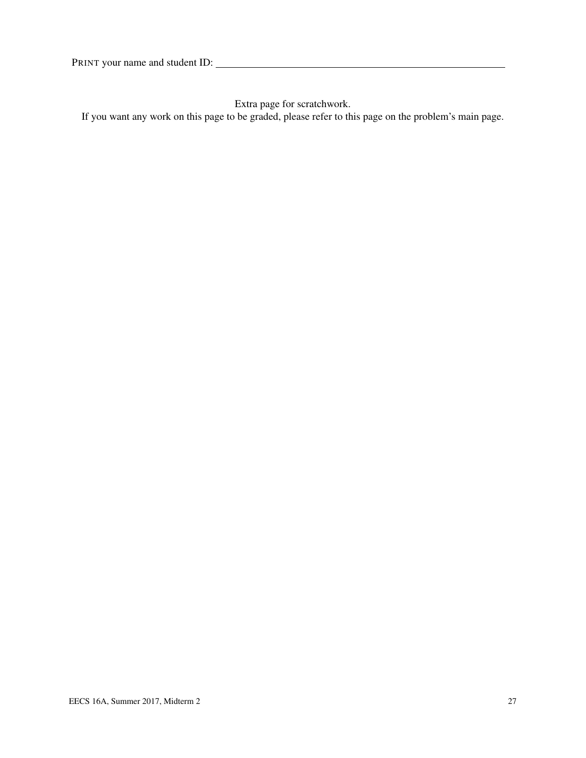PRINT your name and student ID: ____________________________________________

Extra page for scratchwork.

If you want any work on this page to be graded, please refer to this page on the problem's main page.